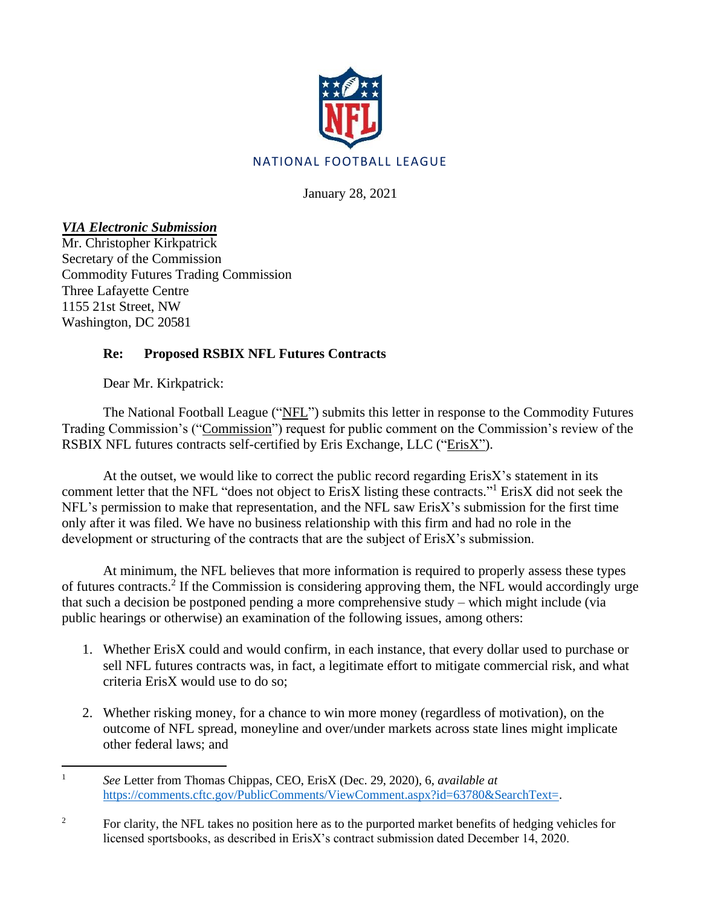NATIONAL FOOTBALL LEAGUE

January 28, 2021

***VIA Electronic Submission***
Mr. Christopher Kirkpatrick
Secretary of the Commission
Commodity Futures Trading Commission
Three Lafayette Centre
1155 21st Street, NW
Washington, DC 20581

**Re: Proposed RSBIX NFL Futures Contracts**

Dear Mr. Kirkpatrick:

The National Football League ("NFL") submits this letter in response to the Commodity Futures Trading Commission's ("Commission") request for public comment on the Commission's review of the RSBIX NFL futures contracts self-certified by Eris Exchange, LLC ("ErisX").

At the outset, we would like to correct the public record regarding ErisX's statement in its comment letter that the NFL "does not object to ErisX listing these contracts."[1] ErisX did not seek the NFL's permission to make that representation, and the NFL saw ErisX's submission for the first time only after it was filed. We have no business relationship with this firm and had no role in the development or structuring of the contracts that are the subject of ErisX's submission.

At minimum, the NFL believes that more information is required to properly assess these types of futures contracts.[2] If the Commission is considering approving them, the NFL would accordingly urge that such a decision be postponed pending a more comprehensive study – which might include (via public hearings or otherwise) an examination of the following issues, among others:

1. Whether ErisX could and would confirm, in each instance, that every dollar used to purchase or sell NFL futures contracts was, in fact, a legitimate effort to mitigate commercial risk, and what criteria ErisX would use to do so;
2. Whether risking money, for a chance to win more money (regardless of motivation), on the outcome of NFL spread, moneyline and over/under markets across state lines might implicate other federal laws; and

---

[1] *See* Letter from Thomas Chippas, CEO, ErisX (Dec. 29, 2020), 6, *available at* https://comments.cftc.gov/PublicComments/ViewComment.aspx?id=63780&SearchText=.

[2] For clarity, the NFL takes no position here as to the purported market benefits of hedging vehicles for licensed sportsbooks, as described in ErisX's contract submission dated December 14, 2020.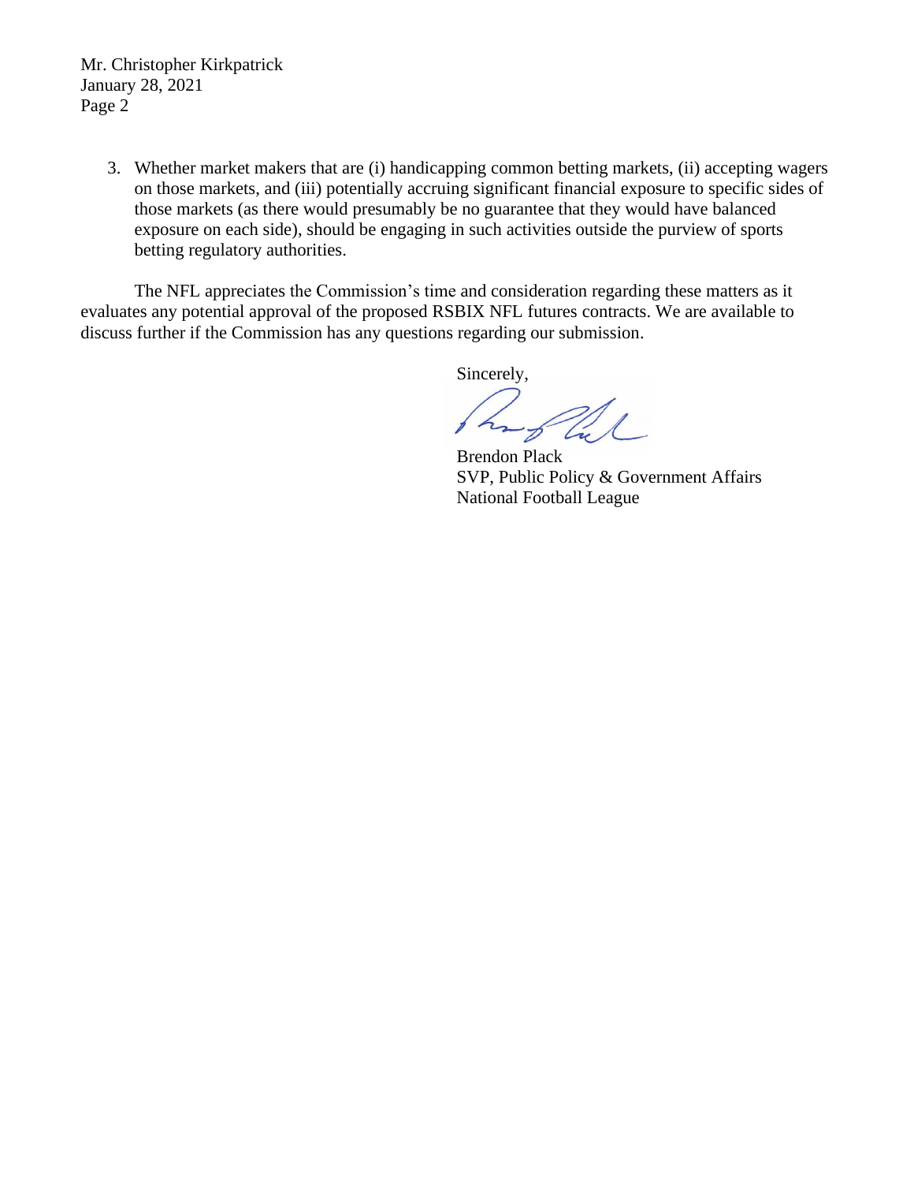3. Whether market makers that are (i) handicapping common betting markets, (ii) accepting wagers on those markets, and (iii) potentially accruing significant financial exposure to specific sides of those markets (as there would presumably be no guarantee that they would have balanced exposure on each side), should be engaging in such activities outside the purview of sports betting regulatory authorities.

The NFL appreciates the Commission's time and consideration regarding these matters as it evaluates any potential approval of the proposed RSBIX NFL futures contracts. We are available to discuss further if the Commission has any questions regarding our submission.

Sincerely,

Brendon Plack
SVP, Public Policy & Government Affairs
National Football League